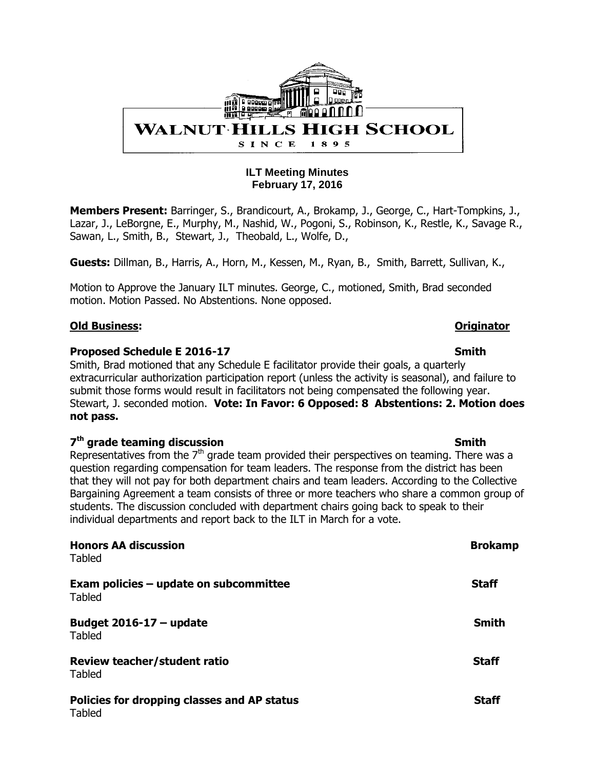WALNUT HILLS HIGH SCHOOL

SINCE 1895

**ILT Meeting Minutes**
**February 17, 2016**

**Members Present:** Barringer, S., Brandicourt, A., Brokamp, J., George, C., Hart-Tompkins, J., Lazar, J., LeBorgne, E., Murphy, M., Nashid, W., Pogoni, S., Robinson, K., Restle, K., Savage R., Sawan, L., Smith, B., Stewart, J., Theobald, L., Wolfe, D.,

**Guests:** Dillman, B., Harris, A., Horn, M., Kessen, M., Ryan, B., Smith, Barrett, Sullivan, K.,

Motion to Approve the January ILT minutes. George, C., motioned, Smith, Brad seconded motion. Motion Passed. No Abstentions. None opposed.

**Old Business:** **Originator**

**Proposed Schedule E 2016-17** **Smith**

Smith, Brad motioned that any Schedule E facilitator provide their goals, a quarterly extracurricular authorization participation report (unless the activity is seasonal), and failure to submit those forms would result in facilitators not being compensated the following year. Stewart, J. seconded motion. **Vote: In Favor: 6 Opposed: 8 Abstentions: 2. Motion does not pass.**

**7th grade teaming discussion** **Smith**

Representatives from the 7th grade team provided their perspectives on teaming. There was a question regarding compensation for team leaders. The response from the district has been that they will not pay for both department chairs and team leaders. According to the Collective Bargaining Agreement a team consists of three or more teachers who share a common group of students. The discussion concluded with department chairs going back to speak to their individual departments and report back to the ILT in March for a vote.

**Honors AA discussion** **Brokamp**

Tabled

**Exam policies – update on subcommittee** **Staff**

Tabled

**Budget 2016-17 – update** **Smith**

Tabled

**Review teacher/student ratio** **Staff**

Tabled

**Policies for dropping classes and AP status** **Staff**

Tabled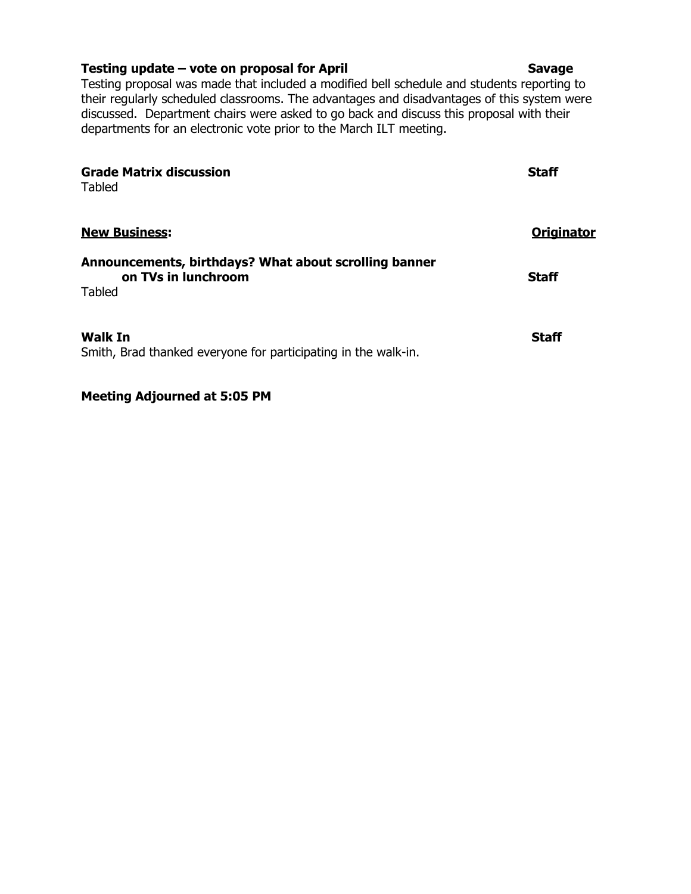**Testing update – vote on proposal for April** **Savage**

Testing proposal was made that included a modified bell schedule and students reporting to their regularly scheduled classrooms. The advantages and disadvantages of this system were discussed. Department chairs were asked to go back and discuss this proposal with their departments for an electronic vote prior to the March ILT meeting.

**Grade Matrix discussion** **Staff**

Tabled

**New Business:** **Originator**

**Announcements, birthdays? What about scrolling banner on TVs in lunchroom** **Staff**

Tabled

**Walk In** **Staff**

Smith, Brad thanked everyone for participating in the walk-in.

**Meeting Adjourned at 5:05 PM**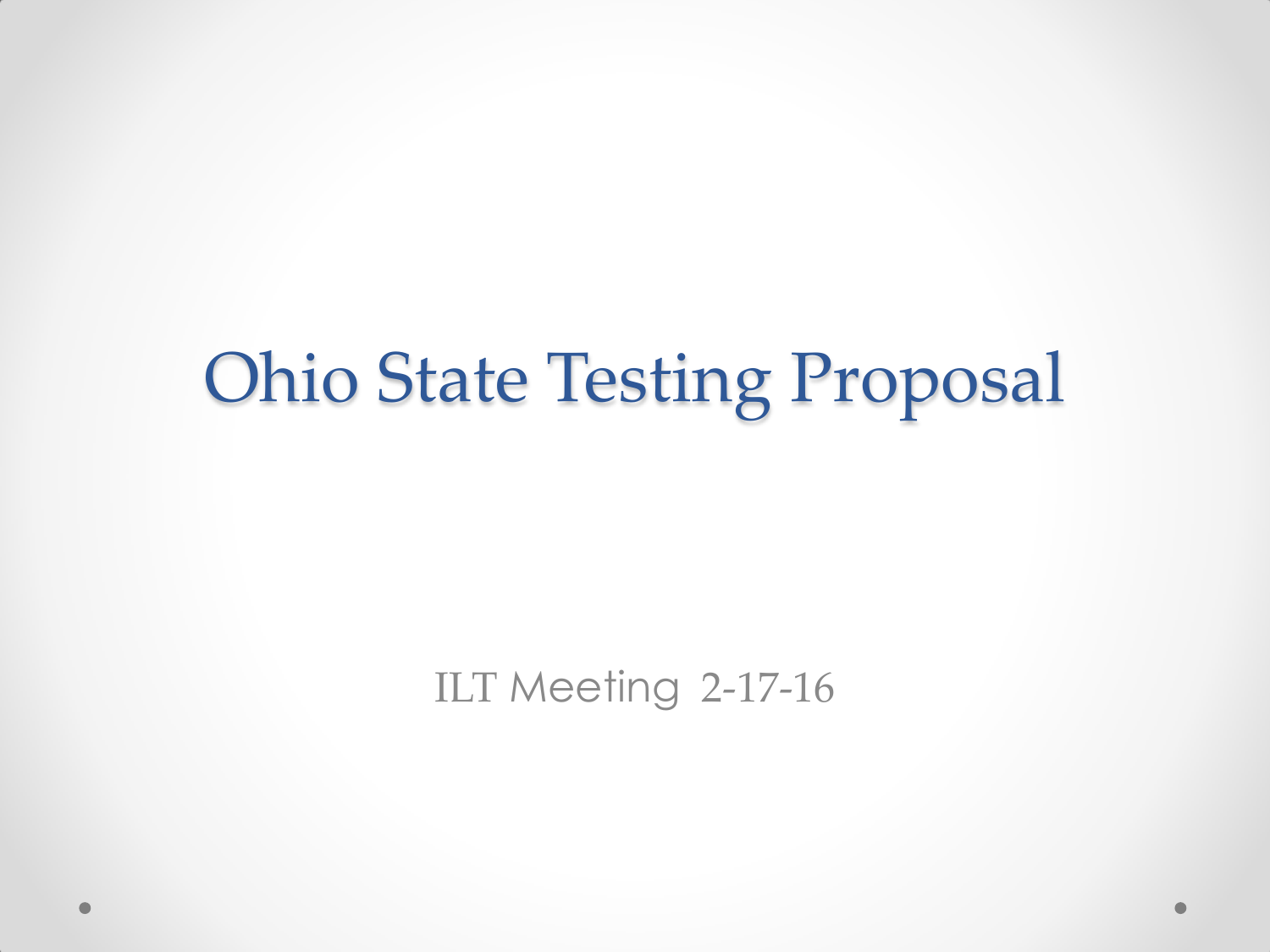# Ohio State Testing Proposal

ILT Meeting 2-17-16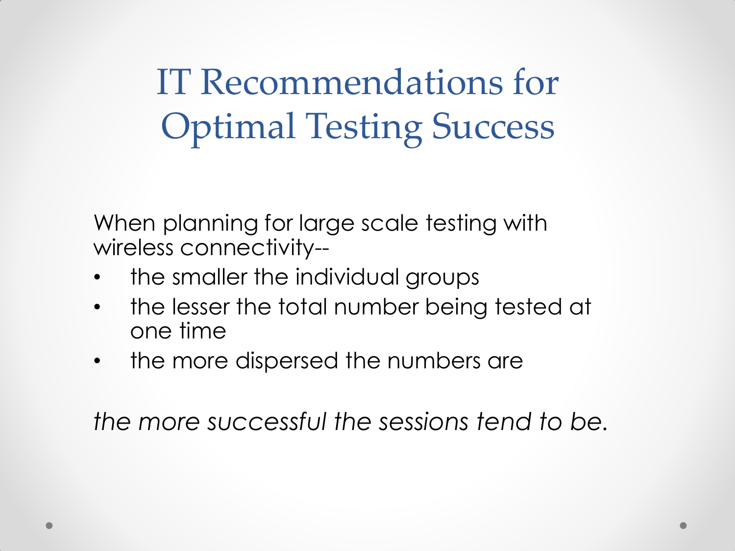# IT Recommendations for Optimal Testing Success

When planning for large scale testing with wireless connectivity--

- the smaller the individual groups
- the lesser the total number being tested at one time
- the more dispersed the numbers are

*the more successful the sessions tend to be.*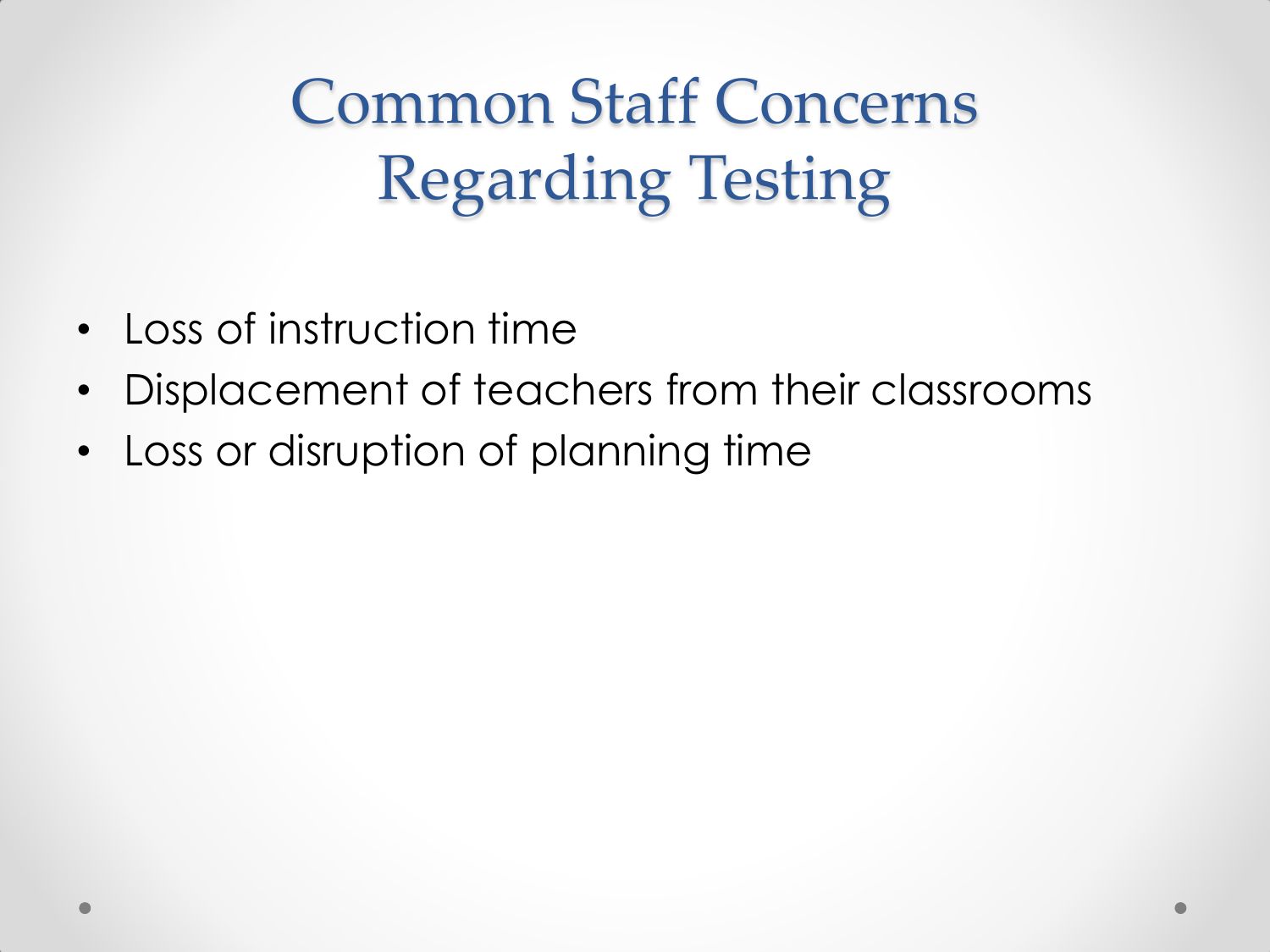# Common Staff Concerns Regarding Testing

- Loss of instruction time
- Displacement of teachers from their classrooms
- Loss or disruption of planning time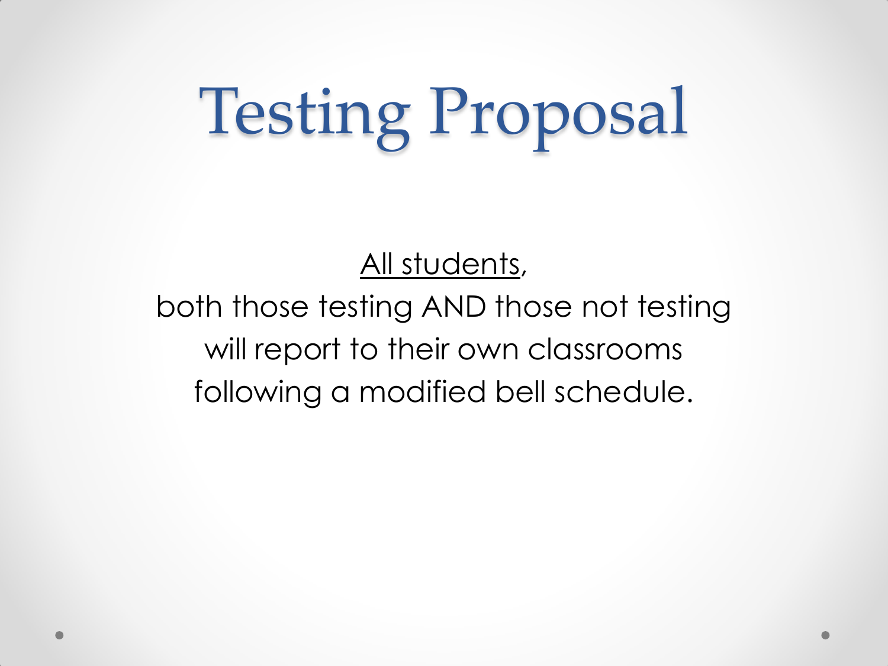# Testing Proposal

<u>All students</u>,
both those testing AND those not testing
will report to their own classrooms
following a modified bell schedule.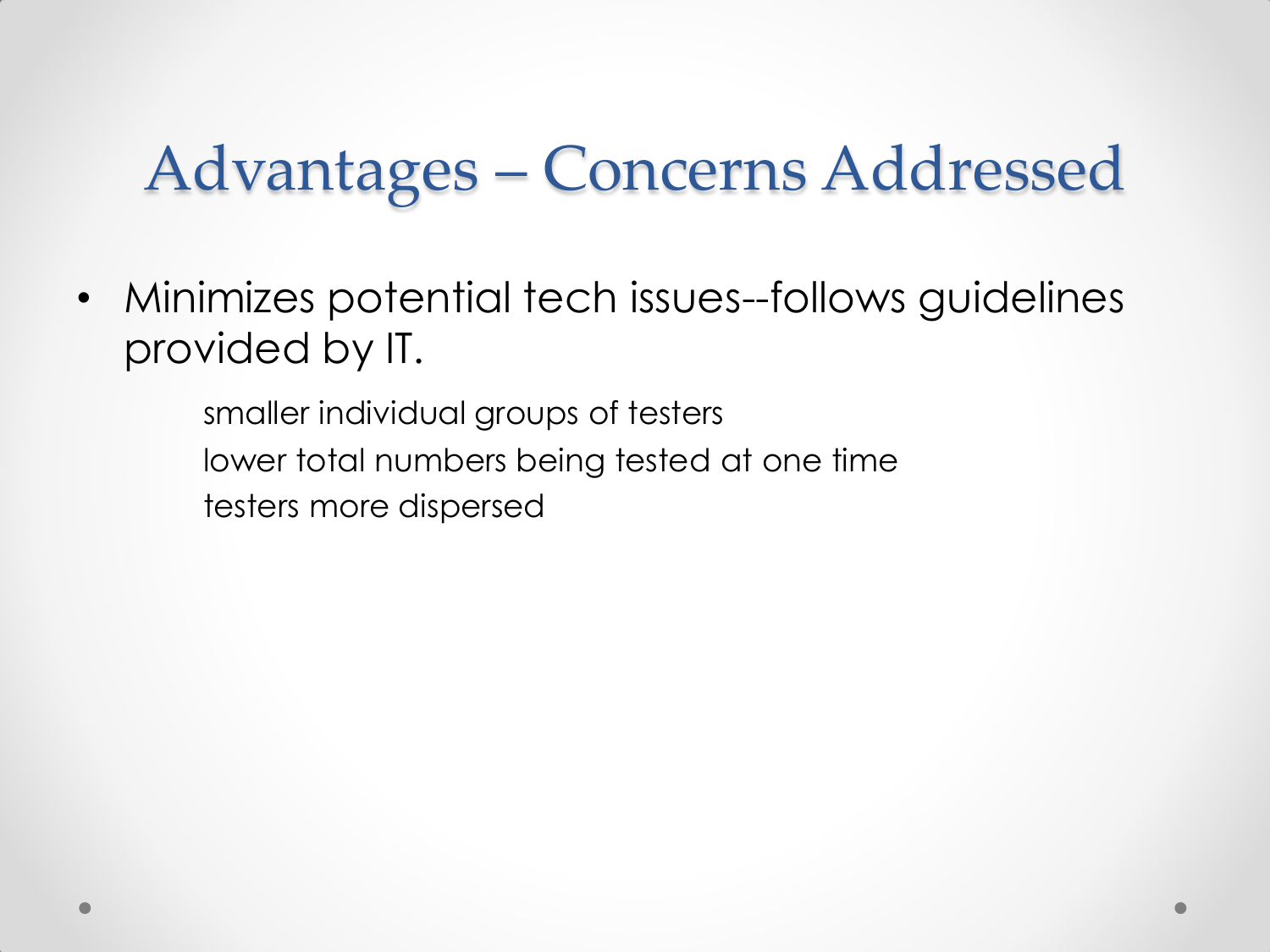# Advantages – Concerns Addressed

- Minimizes potential tech issues--follows guidelines provided by IT.

  smaller individual groups of testers
  lower total numbers being tested at one time
  testers more dispersed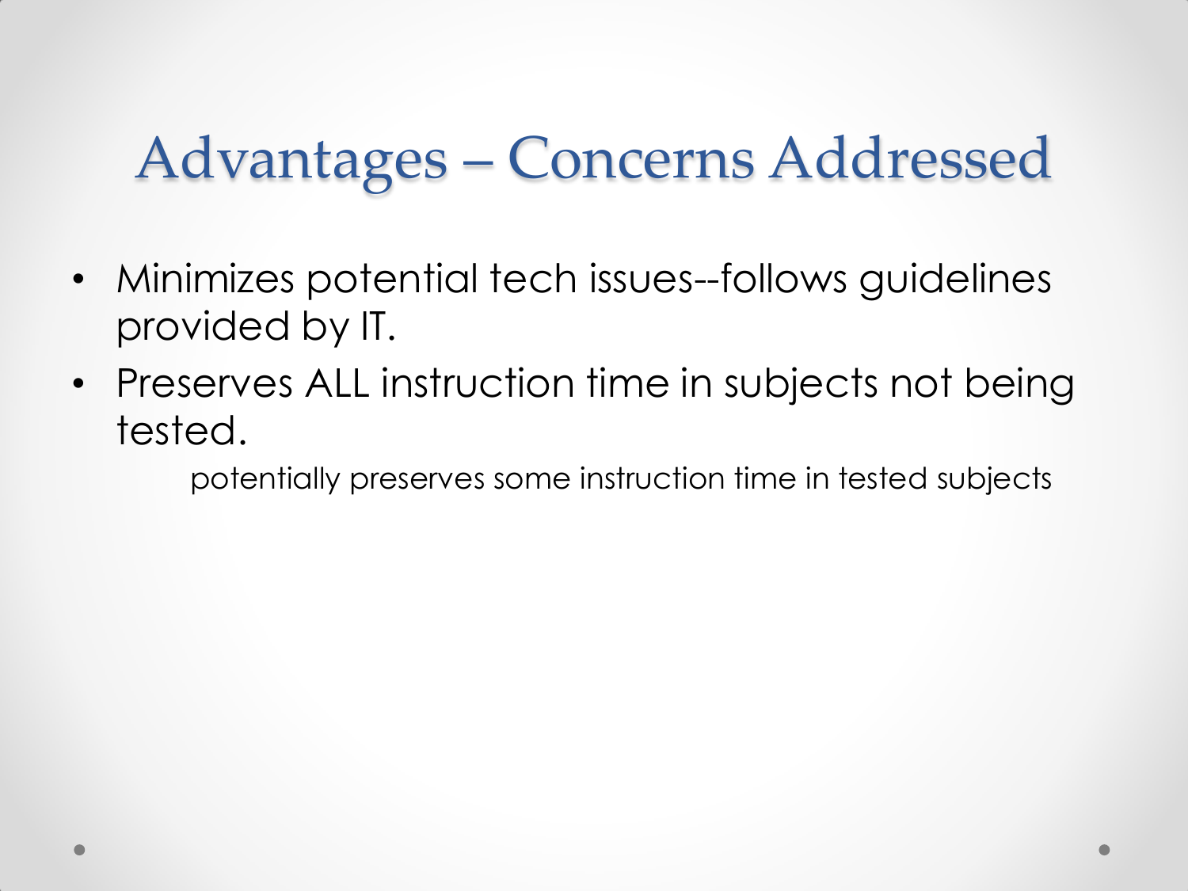# Advantages – Concerns Addressed

- Minimizes potential tech issues--follows guidelines provided by IT.
- Preserves ALL instruction time in subjects not being tested.

    potentially preserves some instruction time in tested subjects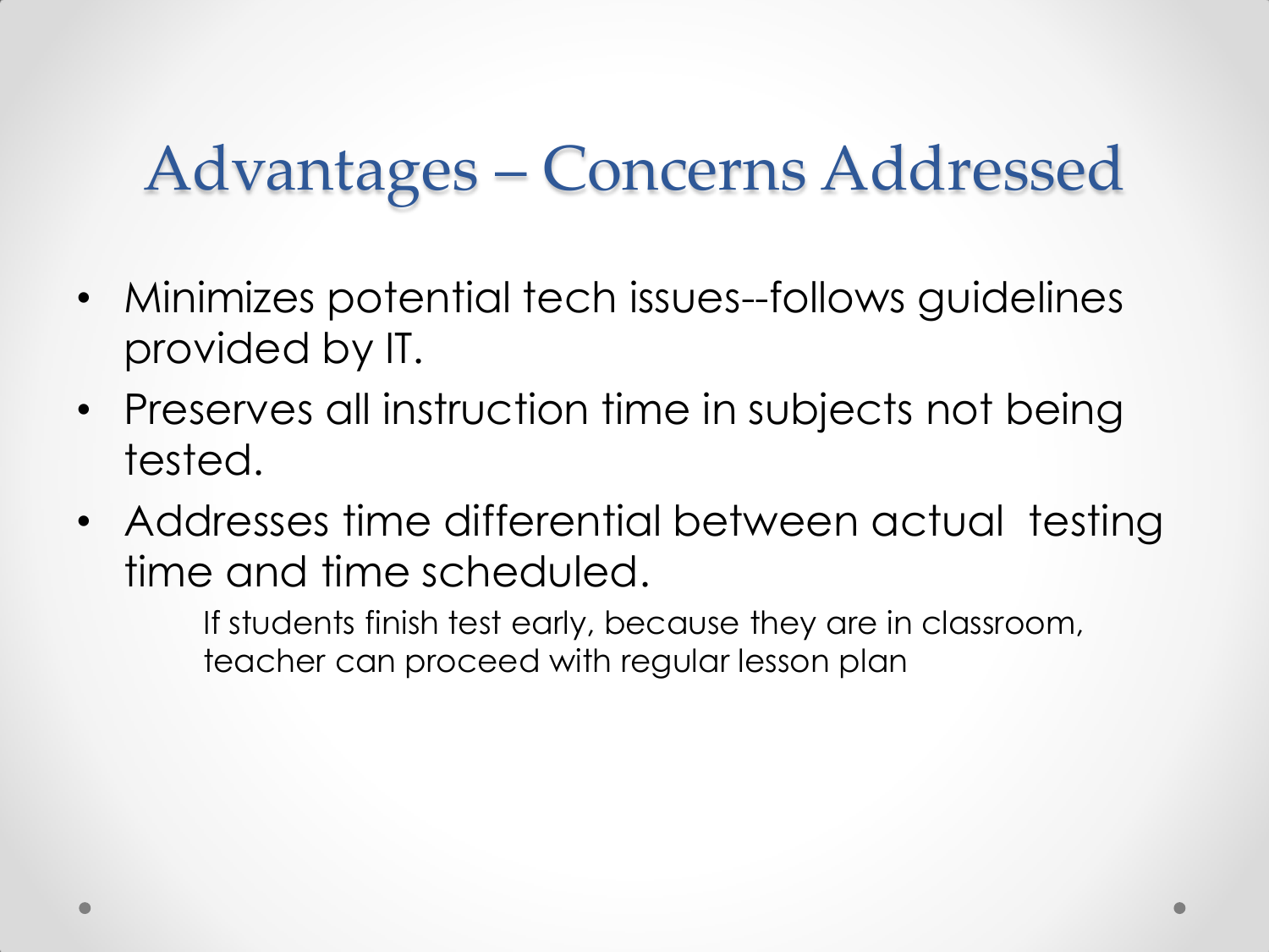# Advantages – Concerns Addressed

- Minimizes potential tech issues--follows guidelines provided by IT.
- Preserves all instruction time in subjects not being tested.
- Addresses time differential between actual testing time and time scheduled.

  If students finish test early, because they are in classroom, teacher can proceed with regular lesson plan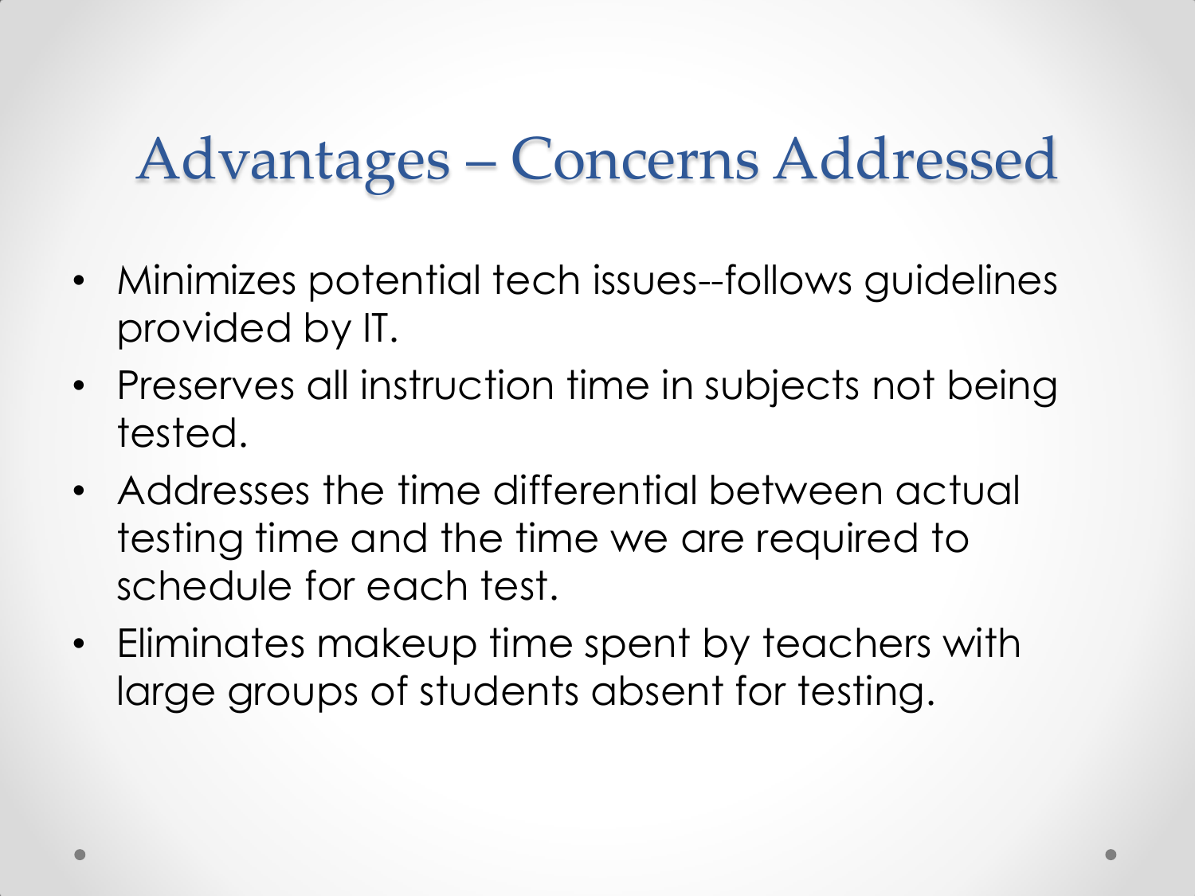# Advantages – Concerns Addressed

- Minimizes potential tech issues--follows guidelines provided by IT.
- Preserves all instruction time in subjects not being tested.
- Addresses the time differential between actual testing time and the time we are required to schedule for each test.
- Eliminates makeup time spent by teachers with large groups of students absent for testing.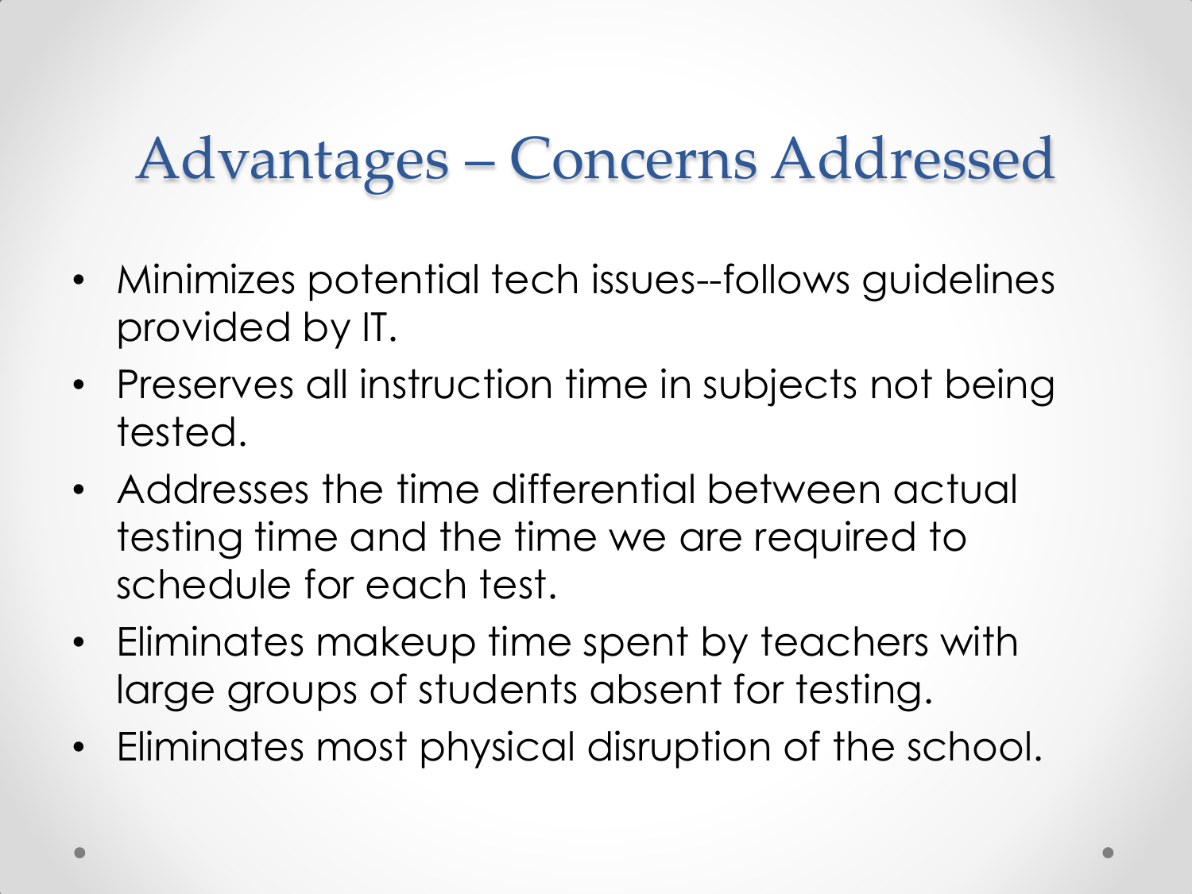# Advantages – Concerns Addressed

- Minimizes potential tech issues--follows guidelines provided by IT.
- Preserves all instruction time in subjects not being tested.
- Addresses the time differential between actual testing time and the time we are required to schedule for each test.
- Eliminates makeup time spent by teachers with large groups of students absent for testing.
- Eliminates most physical disruption of the school.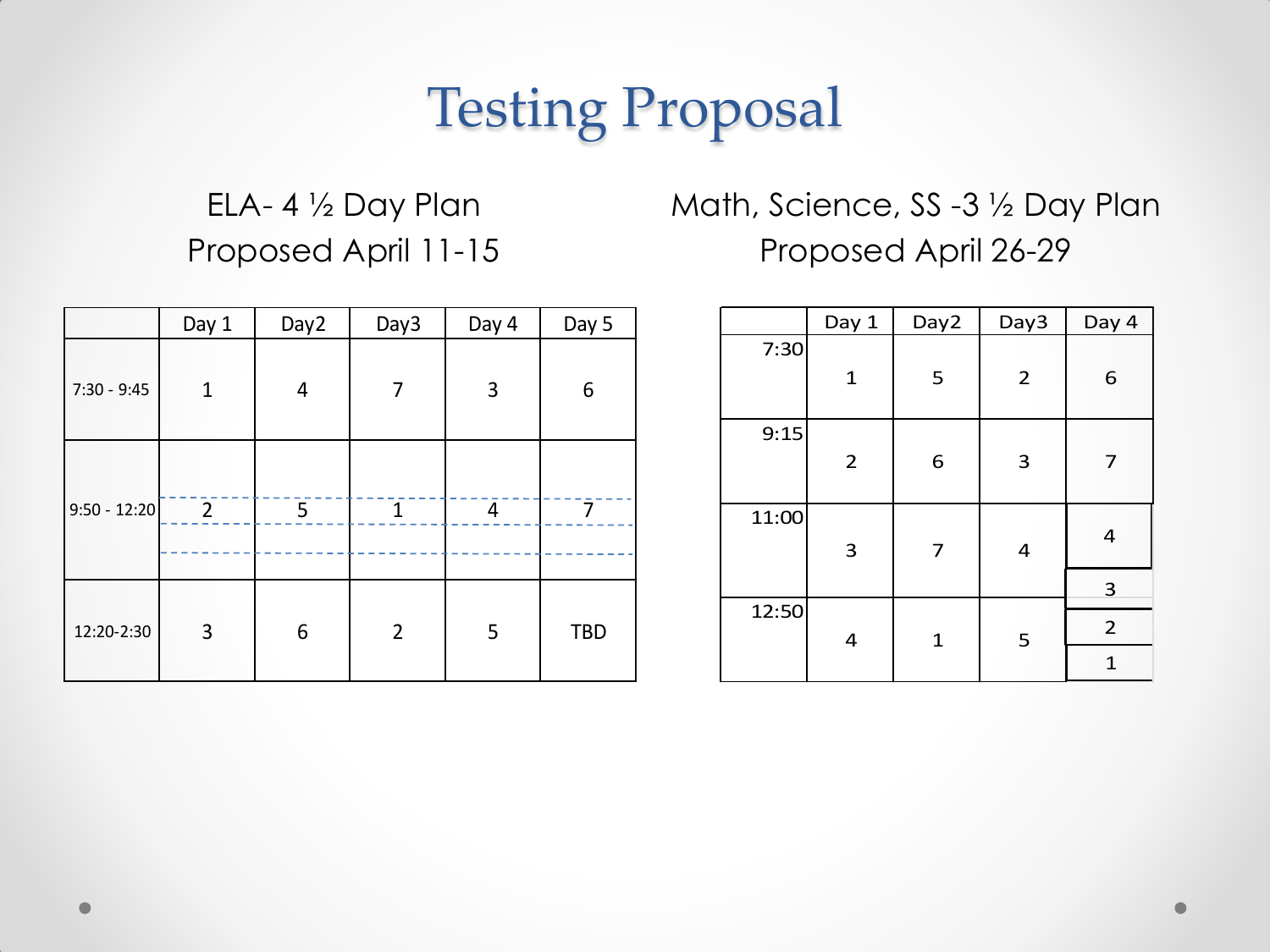# Testing Proposal

ELA- 4 ½ Day Plan
Proposed April 11-15

| | Day 1 | Day2 | Day3 | Day 4 | Day 5 |
|---|---|---|---|---|---|
| 7:30 - 9:45 | 1 | 4 | 7 | 3 | 6 |
| 9:50 - 12:20 | 2 | 5 | 1 | 4 | 7 |
| 12:20-2:30 | 3 | 6 | 2 | 5 | TBD |

Math, Science, SS -3 ½ Day Plan
Proposed April 26-29

| | Day 1 | Day2 | Day3 | Day 4 |
|---|---|---|---|---|
| 7:30 | 1 | 5 | 2 | 6 |
| 9:15 | 2 | 6 | 3 | 7 |
| 11:00 | 3 | 7 | 4 | 4<br>3 |
| 12:50 | 4 | 1 | 5 | 2<br>1 |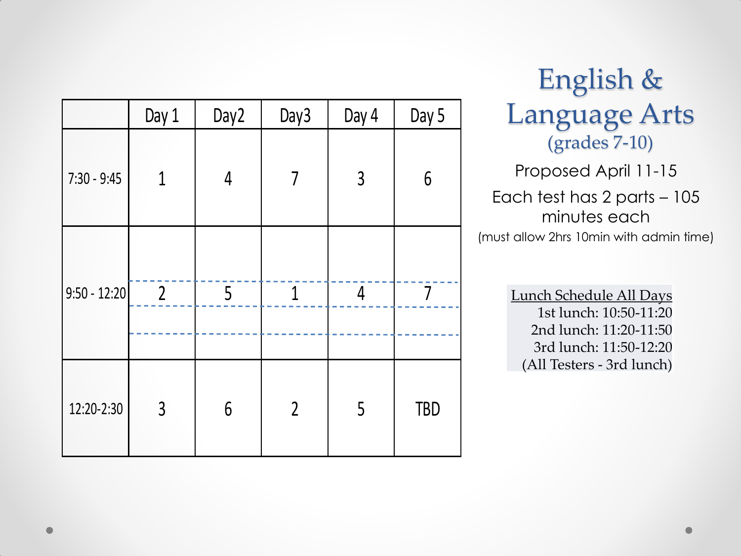# English & Language Arts

## (grades 7-10)

Proposed April 11-15

Each test has 2 parts – 105 minutes each

(must allow 2hrs 10min with admin time)

| | Day 1 | Day2 | Day3 | Day 4 | Day 5 |
|---|---|---|---|---|---|
| 7:30 - 9:45 | 1 | 4 | 7 | 3 | 6 |
| 9:50 - 12:20 | 2 | 5 | 1 | 4 | 7 |
| 12:20-2:30 | 3 | 6 | 2 | 5 | TBD |

<u>Lunch Schedule All Days</u>

1st lunch: 10:50-11:20

2nd lunch: 11:20-11:50

3rd lunch: 11:50-12:20

(All Testers - 3rd lunch)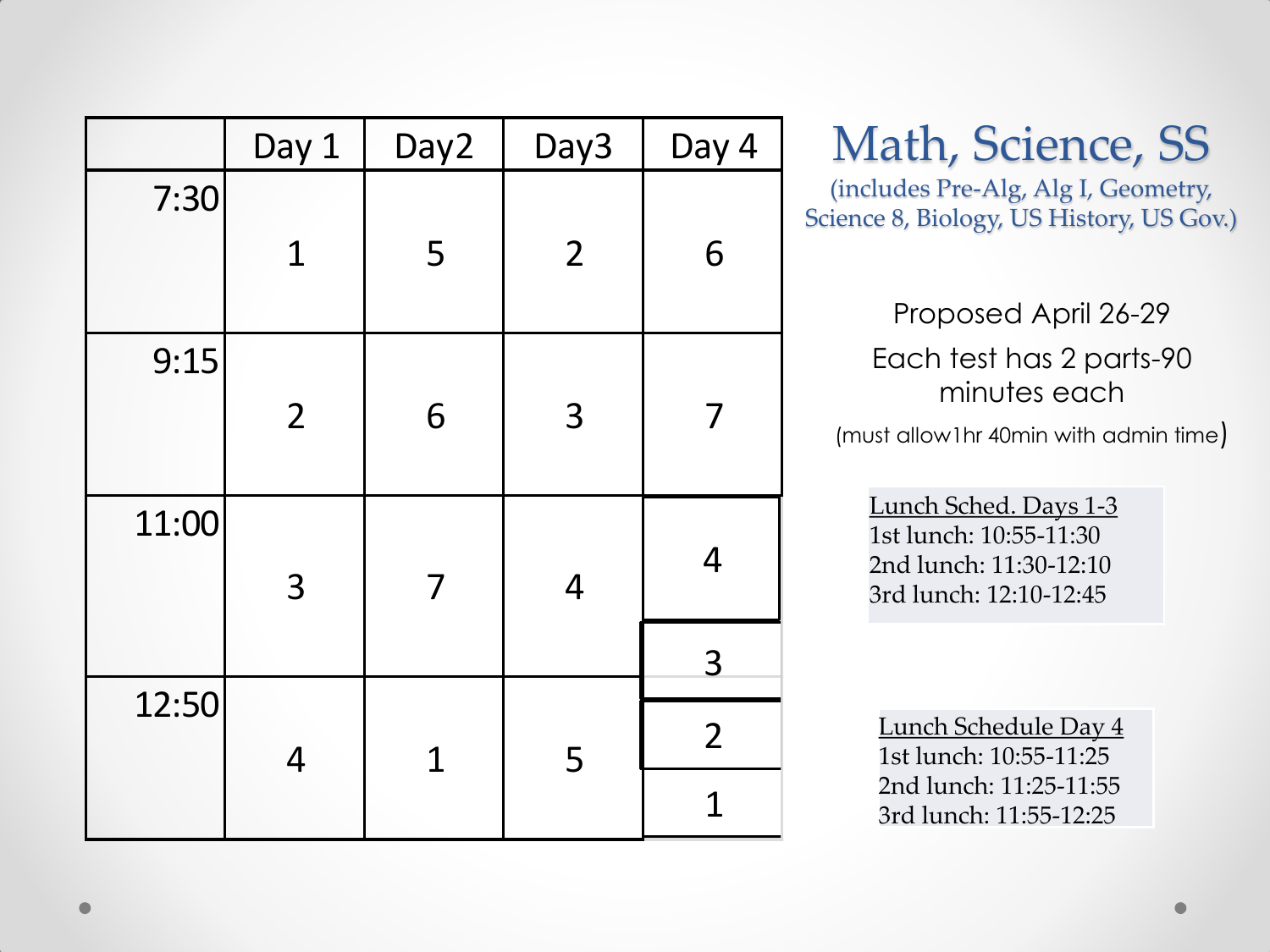# Math, Science, SS

(includes Pre-Alg, Alg I, Geometry, Science 8, Biology, US History, US Gov.)

| | Day 1 | Day2 | Day3 | Day 4 |
|---|---|---|---|---|
| 7:30 | 1 | 5 | 2 | 6 |
| 9:15 | 2 | 6 | 3 | 7 |
| 11:00 | 3 | 7 | 4 | 4 |
| | | | | 3 |
| 12:50 | 4 | 1 | 5 | 2 |
| | | | | 1 |

Proposed April 26-29

Each test has 2 parts-90 minutes each

(must allow1hr 40min with admin time)

Lunch Sched. Days 1-3
1st lunch: 10:55-11:30
2nd lunch: 11:30-12:10
3rd lunch: 12:10-12:45

Lunch Schedule Day 4
1st lunch: 10:55-11:25
2nd lunch: 11:25-11:55
3rd lunch: 11:55-12:25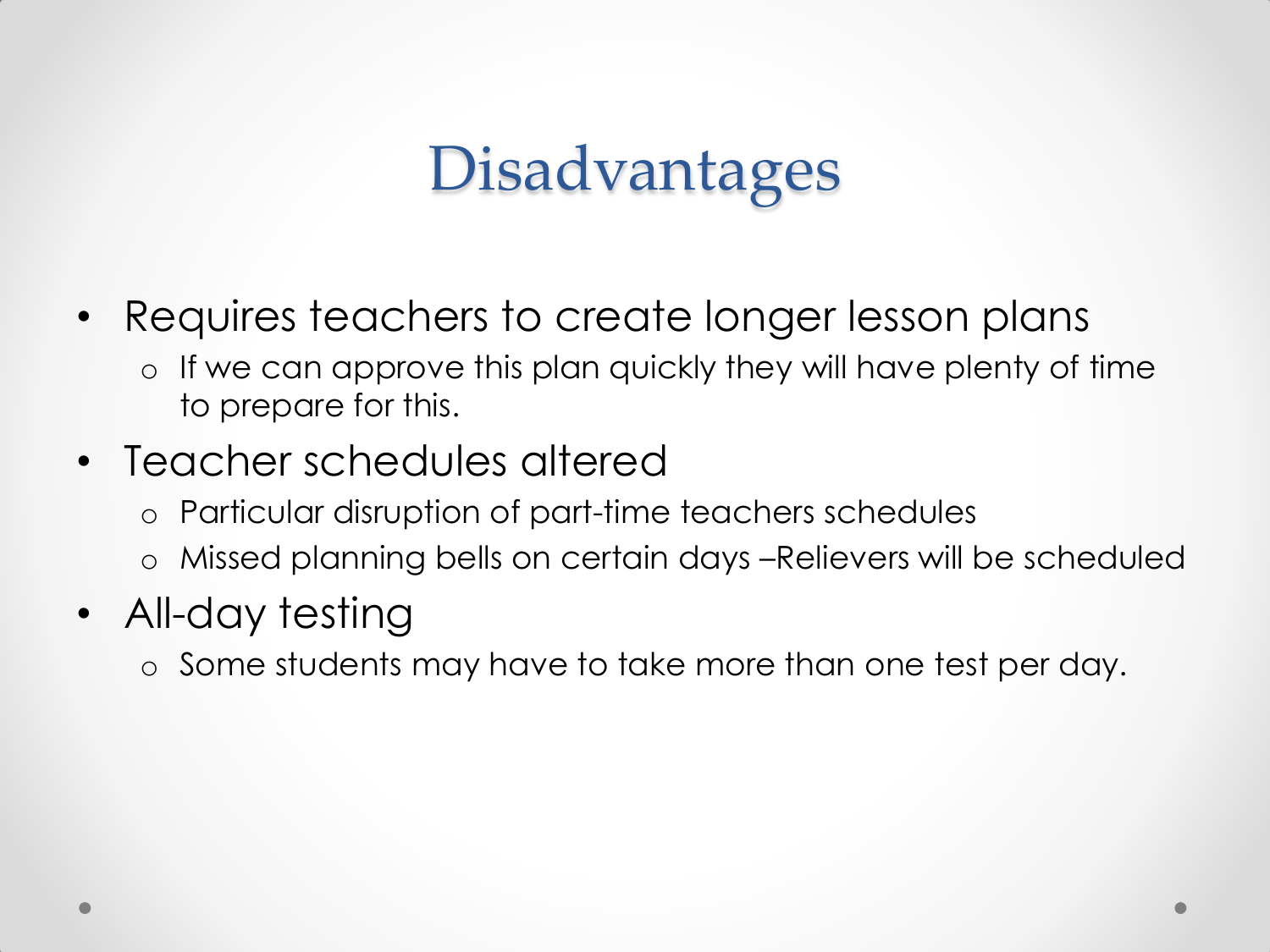# Disadvantages

- Requires teachers to create longer lesson plans
  - If we can approve this plan quickly they will have plenty of time to prepare for this.
- Teacher schedules altered
  - Particular disruption of part-time teachers schedules
  - Missed planning bells on certain days –Relievers will be scheduled
- All-day testing
  - Some students may have to take more than one test per day.